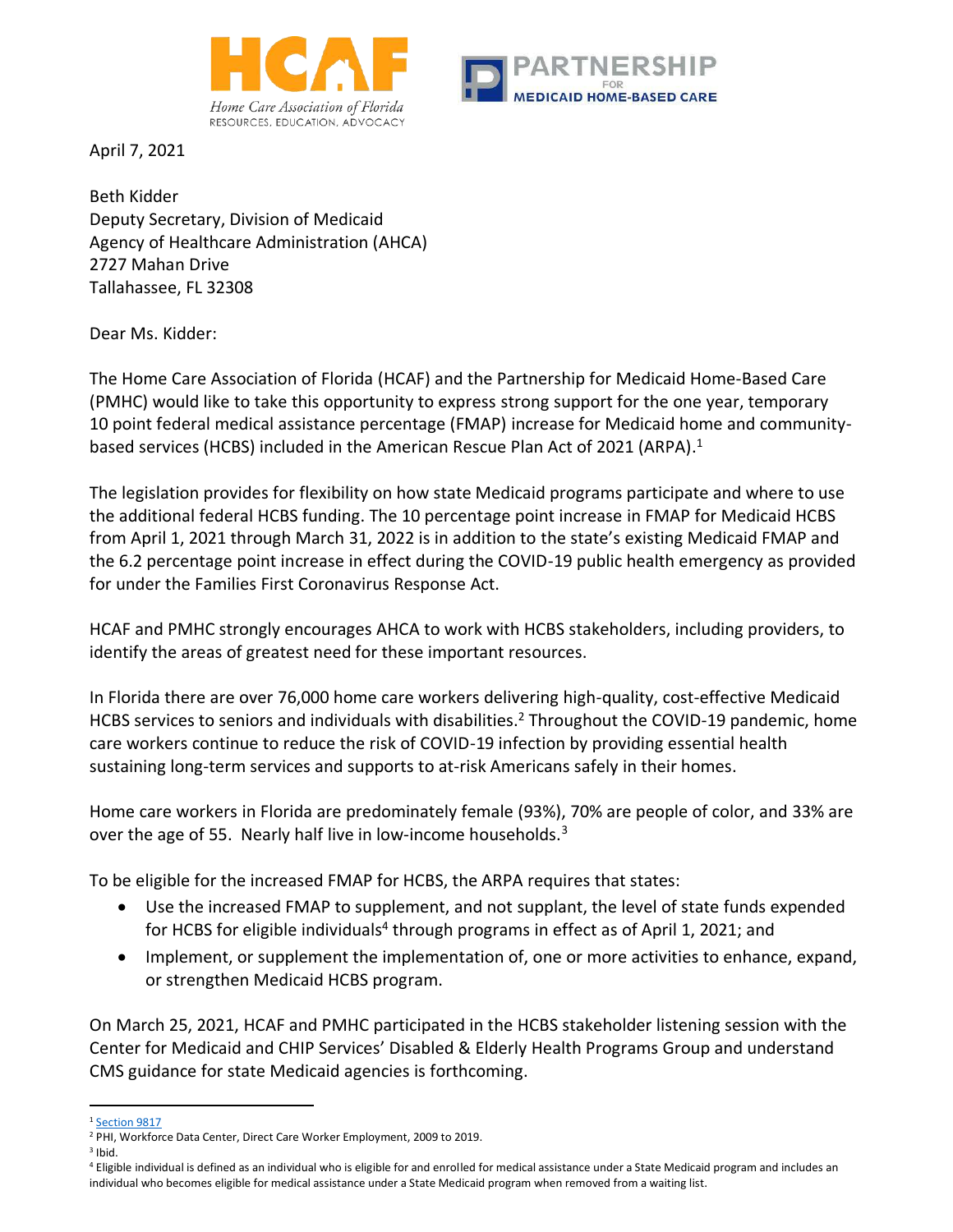HCAF
Home Care Association of Florida
RESOURCES. EDUCATION. ADVOCACY

PARTNERSHIP FOR MEDICAID HOME-BASED CARE

April 7, 2021

Beth Kidder
Deputy Secretary, Division of Medicaid
Agency of Healthcare Administration (AHCA)
2727 Mahan Drive
Tallahassee, FL 32308

Dear Ms. Kidder:

The Home Care Association of Florida (HCAF) and the Partnership for Medicaid Home-Based Care (PMHC) would like to take this opportunity to express strong support for the one year, temporary 10 point federal medical assistance percentage (FMAP) increase for Medicaid home and community-based services (HCBS) included in the American Rescue Plan Act of 2021 (ARPA).[1]

The legislation provides for flexibility on how state Medicaid programs participate and where to use the additional federal HCBS funding. The 10 percentage point increase in FMAP for Medicaid HCBS from April 1, 2021 through March 31, 2022 is in addition to the state's existing Medicaid FMAP and the 6.2 percentage point increase in effect during the COVID-19 public health emergency as provided for under the Families First Coronavirus Response Act.

HCAF and PMHC strongly encourages AHCA to work with HCBS stakeholders, including providers, to identify the areas of greatest need for these important resources.

In Florida there are over 76,000 home care workers delivering high-quality, cost-effective Medicaid HCBS services to seniors and individuals with disabilities.[2] Throughout the COVID-19 pandemic, home care workers continue to reduce the risk of COVID-19 infection by providing essential health sustaining long-term services and supports to at-risk Americans safely in their homes.

Home care workers in Florida are predominately female (93%), 70% are people of color, and 33% are over the age of 55. Nearly half live in low-income households.[3]

To be eligible for the increased FMAP for HCBS, the ARPA requires that states:

- Use the increased FMAP to supplement, and not supplant, the level of state funds expended for HCBS for eligible individuals[4] through programs in effect as of April 1, 2021; and
- Implement, or supplement the implementation of, one or more activities to enhance, expand, or strengthen Medicaid HCBS program.

On March 25, 2021, HCAF and PMHC participated in the HCBS stakeholder listening session with the Center for Medicaid and CHIP Services' Disabled & Elderly Health Programs Group and understand CMS guidance for state Medicaid agencies is forthcoming.

---

[1] Section 9817

[2] PHI, Workforce Data Center, Direct Care Worker Employment, 2009 to 2019.

[3] Ibid.

[4] Eligible individual is defined as an individual who is eligible for and enrolled for medical assistance under a State Medicaid program and includes an individual who becomes eligible for medical assistance under a State Medicaid program when removed from a waiting list.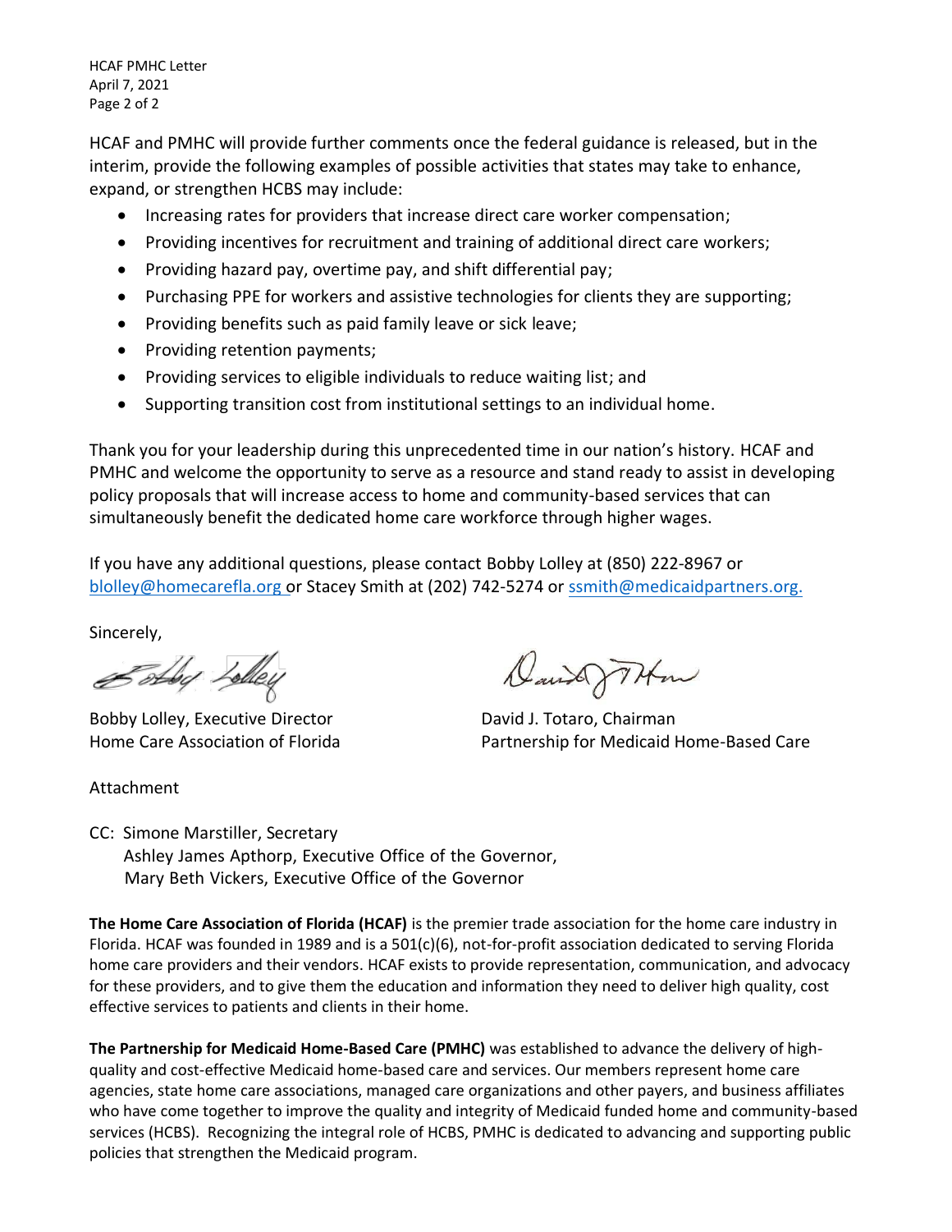HCAF and PMHC will provide further comments once the federal guidance is released, but in the interim, provide the following examples of possible activities that states may take to enhance, expand, or strengthen HCBS may include:

- Increasing rates for providers that increase direct care worker compensation;
- Providing incentives for recruitment and training of additional direct care workers;
- Providing hazard pay, overtime pay, and shift differential pay;
- Purchasing PPE for workers and assistive technologies for clients they are supporting;
- Providing benefits such as paid family leave or sick leave;
- Providing retention payments;
- Providing services to eligible individuals to reduce waiting list; and
- Supporting transition cost from institutional settings to an individual home.

Thank you for your leadership during this unprecedented time in our nation's history. HCAF and PMHC and welcome the opportunity to serve as a resource and stand ready to assist in developing policy proposals that will increase access to home and community-based services that can simultaneously benefit the dedicated home care workforce through higher wages.

If you have any additional questions, please contact Bobby Lolley at (850) 222-8967 or blolley@homecarefla.org or Stacey Smith at (202) 742-5274 or ssmith@medicaidpartners.org.

Sincerely,

Bobby Lolley, Executive Director
Home Care Association of Florida

David J. Totaro, Chairman
Partnership for Medicaid Home-Based Care

Attachment

CC: Simone Marstiller, Secretary
Ashley James Apthorp, Executive Office of the Governor,
Mary Beth Vickers, Executive Office of the Governor

**The Home Care Association of Florida (HCAF)** is the premier trade association for the home care industry in Florida. HCAF was founded in 1989 and is a 501(c)(6), not-for-profit association dedicated to serving Florida home care providers and their vendors. HCAF exists to provide representation, communication, and advocacy for these providers, and to give them the education and information they need to deliver high quality, cost effective services to patients and clients in their home.

**The Partnership for Medicaid Home-Based Care (PMHC)** was established to advance the delivery of high-quality and cost-effective Medicaid home-based care and services. Our members represent home care agencies, state home care associations, managed care organizations and other payers, and business affiliates who have come together to improve the quality and integrity of Medicaid funded home and community-based services (HCBS). Recognizing the integral role of HCBS, PMHC is dedicated to advancing and supporting public policies that strengthen the Medicaid program.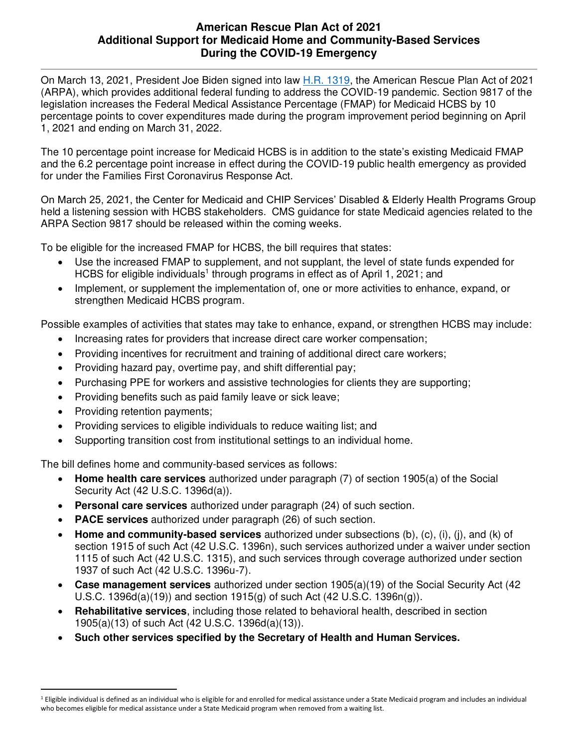# American Rescue Plan Act of 2021
# Additional Support for Medicaid Home and Community-Based Services During the COVID-19 Emergency

On March 13, 2021, President Joe Biden signed into law H.R. 1319, the American Rescue Plan Act of 2021 (ARPA), which provides additional federal funding to address the COVID-19 pandemic. Section 9817 of the legislation increases the Federal Medical Assistance Percentage (FMAP) for Medicaid HCBS by 10 percentage points to cover expenditures made during the program improvement period beginning on April 1, 2021 and ending on March 31, 2022.

The 10 percentage point increase for Medicaid HCBS is in addition to the state's existing Medicaid FMAP and the 6.2 percentage point increase in effect during the COVID-19 public health emergency as provided for under the Families First Coronavirus Response Act.

On March 25, 2021, the Center for Medicaid and CHIP Services' Disabled & Elderly Health Programs Group held a listening session with HCBS stakeholders. CMS guidance for state Medicaid agencies related to the ARPA Section 9817 should be released within the coming weeks.

To be eligible for the increased FMAP for HCBS, the bill requires that states:

- Use the increased FMAP to supplement, and not supplant, the level of state funds expended for HCBS for eligible individuals[1] through programs in effect as of April 1, 2021; and
- Implement, or supplement the implementation of, one or more activities to enhance, expand, or strengthen Medicaid HCBS program.

Possible examples of activities that states may take to enhance, expand, or strengthen HCBS may include:

- Increasing rates for providers that increase direct care worker compensation;
- Providing incentives for recruitment and training of additional direct care workers;
- Providing hazard pay, overtime pay, and shift differential pay;
- Purchasing PPE for workers and assistive technologies for clients they are supporting;
- Providing benefits such as paid family leave or sick leave;
- Providing retention payments;
- Providing services to eligible individuals to reduce waiting list; and
- Supporting transition cost from institutional settings to an individual home.

The bill defines home and community-based services as follows:

- **Home health care services** authorized under paragraph (7) of section 1905(a) of the Social Security Act (42 U.S.C. 1396d(a)).
- **Personal care services** authorized under paragraph (24) of such section.
- **PACE services** authorized under paragraph (26) of such section.
- **Home and community-based services** authorized under subsections (b), (c), (i), (j), and (k) of section 1915 of such Act (42 U.S.C. 1396n), such services authorized under a waiver under section 1115 of such Act (42 U.S.C. 1315), and such services through coverage authorized under section 1937 of such Act (42 U.S.C. 1396u-7).
- **Case management services** authorized under section 1905(a)(19) of the Social Security Act (42 U.S.C. 1396d(a)(19)) and section 1915(g) of such Act (42 U.S.C. 1396n(g)).
- **Rehabilitative services**, including those related to behavioral health, described in section 1905(a)(13) of such Act (42 U.S.C. 1396d(a)(13)).
- **Such other services specified by the Secretary of Health and Human Services.**

---

[1] Eligible individual is defined as an individual who is eligible for and enrolled for medical assistance under a State Medicaid program and includes an individual who becomes eligible for medical assistance under a State Medicaid program when removed from a waiting list.